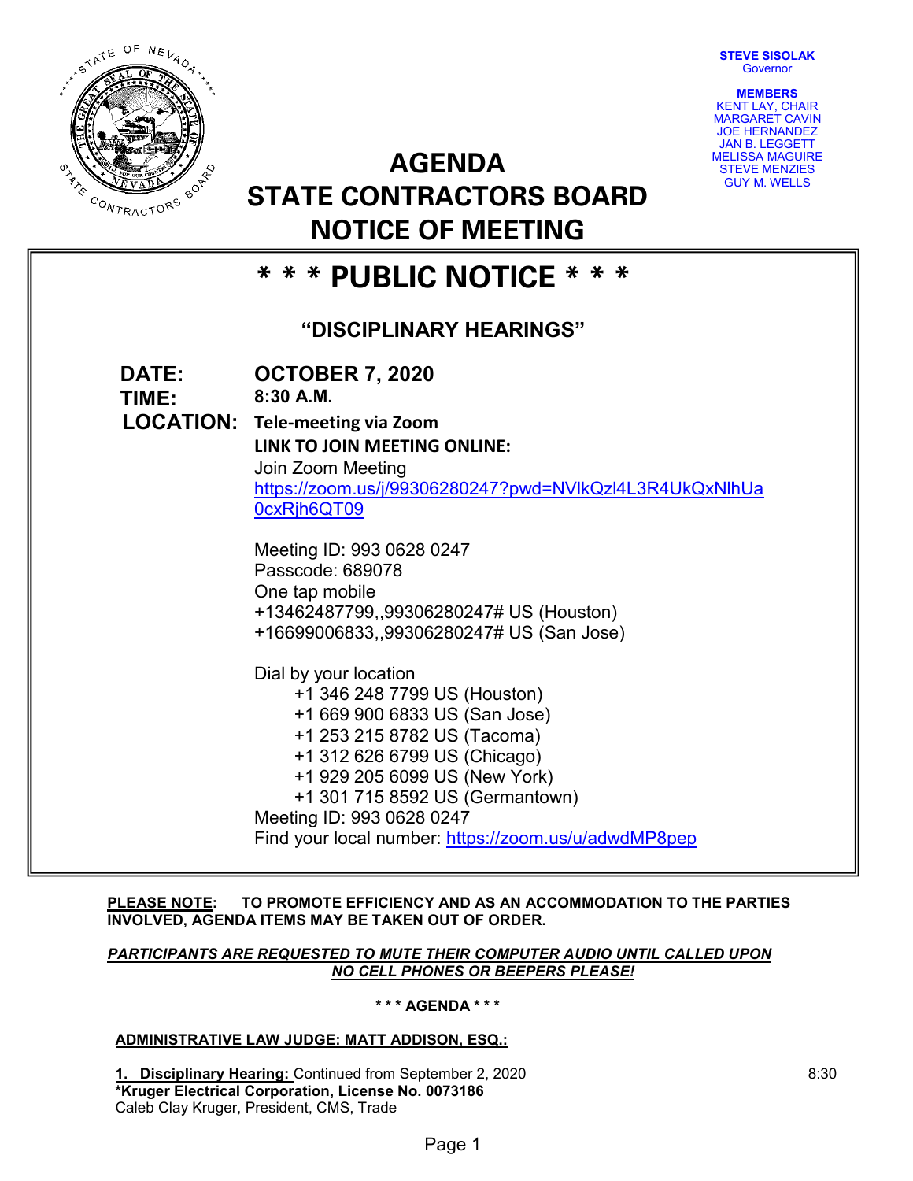**STEVE SISOLAK**
Governor

**MEMBERS**
KENT LAY, CHAIR
MARGARET CAVIN
JOE HERNANDEZ
JAN B. LEGGETT
MELISSA MAGUIRE
STEVE MENZIES
GUY M. WELLS

# AGENDA
# STATE CONTRACTORS BOARD
# NOTICE OF MEETING

## * * * PUBLIC NOTICE * * *

### "DISCIPLINARY HEARINGS"

**DATE:** **OCTOBER 7, 2020**

**TIME:** **8:30 A.M.**

**LOCATION:** **Tele-meeting via Zoom**

**LINK TO JOIN MEETING ONLINE:**

Join Zoom Meeting
https://zoom.us/j/99306280247?pwd=NVlkQzl4L3R4UkQxNlhUa0cxRjh6QT09

Meeting ID: 993 0628 0247
Passcode: 689078
One tap mobile
+13462487799,,99306280247# US (Houston)
+16699006833,,99306280247# US (San Jose)

Dial by your location
+1 346 248 7799 US (Houston)
+1 669 900 6833 US (San Jose)
+1 253 215 8782 US (Tacoma)
+1 312 626 6799 US (Chicago)
+1 929 205 6099 US (New York)
+1 301 715 8592 US (Germantown)
Meeting ID: 993 0628 0247
Find your local number: https://zoom.us/u/adwdMP8pep

**PLEASE NOTE: TO PROMOTE EFFICIENCY AND AS AN ACCOMMODATION TO THE PARTIES INVOLVED, AGENDA ITEMS MAY BE TAKEN OUT OF ORDER.**

***PARTICIPANTS ARE REQUESTED TO MUTE THEIR COMPUTER AUDIO UNTIL CALLED UPON***
***NO CELL PHONES OR BEEPERS PLEASE!***

**\* \* \* AGENDA \* \* \***

**ADMINISTRATIVE LAW JUDGE: MATT ADDISON, ESQ.:**

**1. Disciplinary Hearing:** Continued from September 2, 2020 — 8:30
**\*Kruger Electrical Corporation, License No. 0073186**
Caleb Clay Kruger, President, CMS, Trade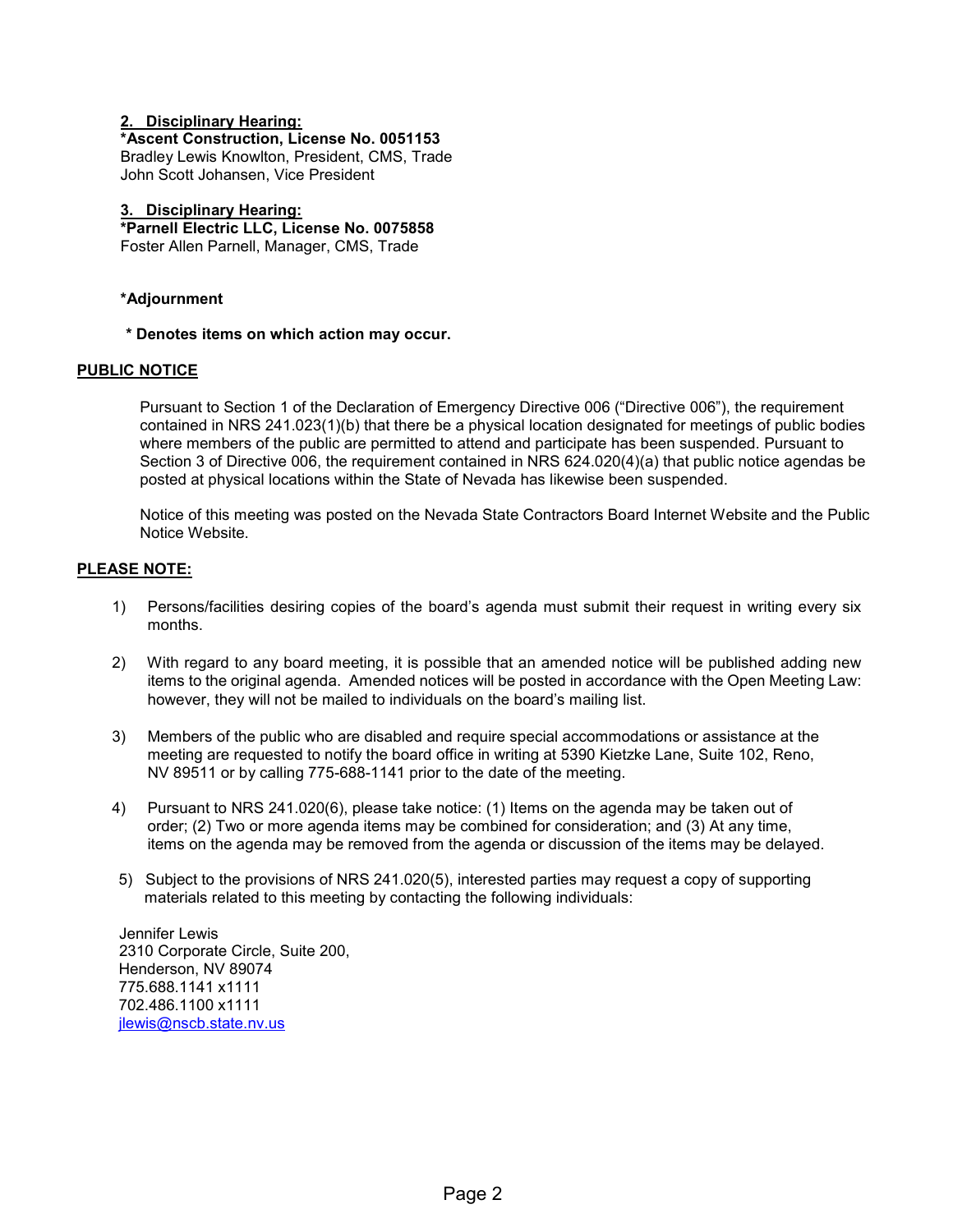**2. Disciplinary Hearing:**
**\*Ascent Construction, License No. 0051153**
Bradley Lewis Knowlton, President, CMS, Trade
John Scott Johansen, Vice President

**3. Disciplinary Hearing:**
**\*Parnell Electric LLC, License No. 0075858**
Foster Allen Parnell, Manager, CMS, Trade

**\*Adjournment**

**\* Denotes items on which action may occur.**

**PUBLIC NOTICE**

Pursuant to Section 1 of the Declaration of Emergency Directive 006 ("Directive 006"), the requirement contained in NRS 241.023(1)(b) that there be a physical location designated for meetings of public bodies where members of the public are permitted to attend and participate has been suspended. Pursuant to Section 3 of Directive 006, the requirement contained in NRS 624.020(4)(a) that public notice agendas be posted at physical locations within the State of Nevada has likewise been suspended.

Notice of this meeting was posted on the Nevada State Contractors Board Internet Website and the Public Notice Website.

**PLEASE NOTE:**

1) Persons/facilities desiring copies of the board's agenda must submit their request in writing every six months.

2) With regard to any board meeting, it is possible that an amended notice will be published adding new items to the original agenda. Amended notices will be posted in accordance with the Open Meeting Law: however, they will not be mailed to individuals on the board's mailing list.

3) Members of the public who are disabled and require special accommodations or assistance at the meeting are requested to notify the board office in writing at 5390 Kietzke Lane, Suite 102, Reno, NV 89511 or by calling 775-688-1141 prior to the date of the meeting.

4) Pursuant to NRS 241.020(6), please take notice: (1) Items on the agenda may be taken out of order; (2) Two or more agenda items may be combined for consideration; and (3) At any time, items on the agenda may be removed from the agenda or discussion of the items may be delayed.

5) Subject to the provisions of NRS 241.020(5), interested parties may request a copy of supporting materials related to this meeting by contacting the following individuals:

Jennifer Lewis
2310 Corporate Circle, Suite 200,
Henderson, NV 89074
775.688.1141 x1111
702.486.1100 x1111
jlewis@nscb.state.nv.us